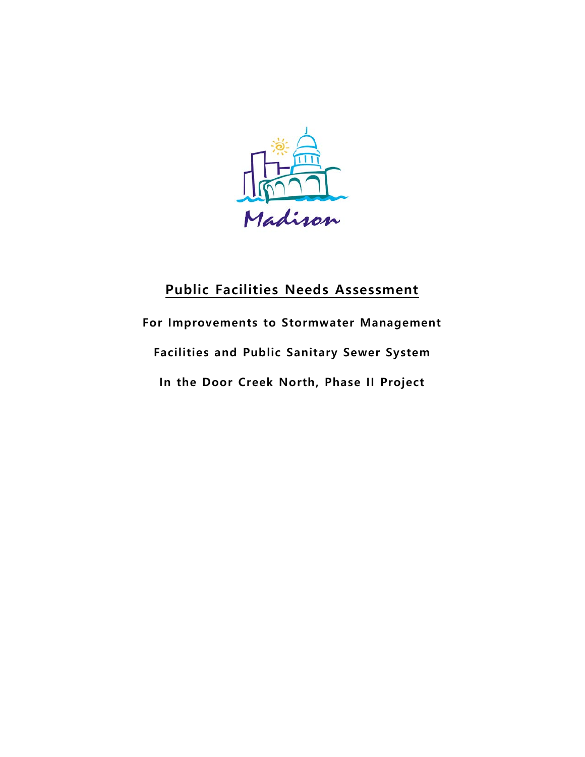# Public Facilities Needs Assessment

**For Improvements to Stormwater Management**

**Facilities and Public Sanitary Sewer System**

**In the Door Creek North, Phase II Project**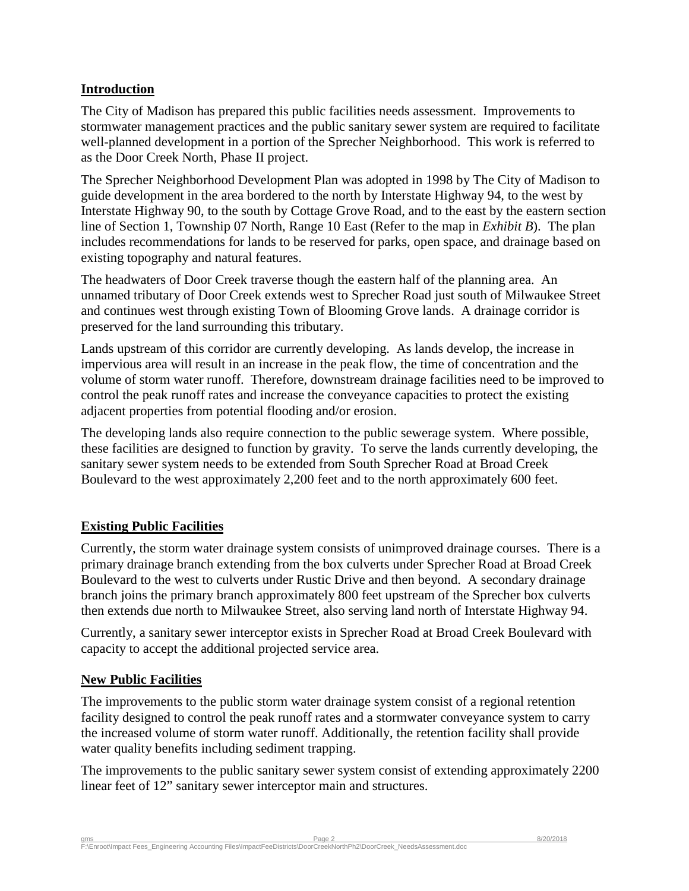## Introduction

The City of Madison has prepared this public facilities needs assessment. Improvements to stormwater management practices and the public sanitary sewer system are required to facilitate well-planned development in a portion of the Sprecher Neighborhood. This work is referred to as the Door Creek North, Phase II project.

The Sprecher Neighborhood Development Plan was adopted in 1998 by The City of Madison to guide development in the area bordered to the north by Interstate Highway 94, to the west by Interstate Highway 90, to the south by Cottage Grove Road, and to the east by the eastern section line of Section 1, Township 07 North, Range 10 East (Refer to the map in *Exhibit B*). The plan includes recommendations for lands to be reserved for parks, open space, and drainage based on existing topography and natural features.

The headwaters of Door Creek traverse though the eastern half of the planning area. An unnamed tributary of Door Creek extends west to Sprecher Road just south of Milwaukee Street and continues west through existing Town of Blooming Grove lands. A drainage corridor is preserved for the land surrounding this tributary.

Lands upstream of this corridor are currently developing. As lands develop, the increase in impervious area will result in an increase in the peak flow, the time of concentration and the volume of storm water runoff. Therefore, downstream drainage facilities need to be improved to control the peak runoff rates and increase the conveyance capacities to protect the existing adjacent properties from potential flooding and/or erosion.

The developing lands also require connection to the public sewerage system. Where possible, these facilities are designed to function by gravity. To serve the lands currently developing, the sanitary sewer system needs to be extended from South Sprecher Road at Broad Creek Boulevard to the west approximately 2,200 feet and to the north approximately 600 feet.

## Existing Public Facilities

Currently, the storm water drainage system consists of unimproved drainage courses. There is a primary drainage branch extending from the box culverts under Sprecher Road at Broad Creek Boulevard to the west to culverts under Rustic Drive and then beyond. A secondary drainage branch joins the primary branch approximately 800 feet upstream of the Sprecher box culverts then extends due north to Milwaukee Street, also serving land north of Interstate Highway 94.

Currently, a sanitary sewer interceptor exists in Sprecher Road at Broad Creek Boulevard with capacity to accept the additional projected service area.

## New Public Facilities

The improvements to the public storm water drainage system consist of a regional retention facility designed to control the peak runoff rates and a stormwater conveyance system to carry the increased volume of storm water runoff. Additionally, the retention facility shall provide water quality benefits including sediment trapping.

The improvements to the public sanitary sewer system consist of extending approximately 2200 linear feet of 12" sanitary sewer interceptor main and structures.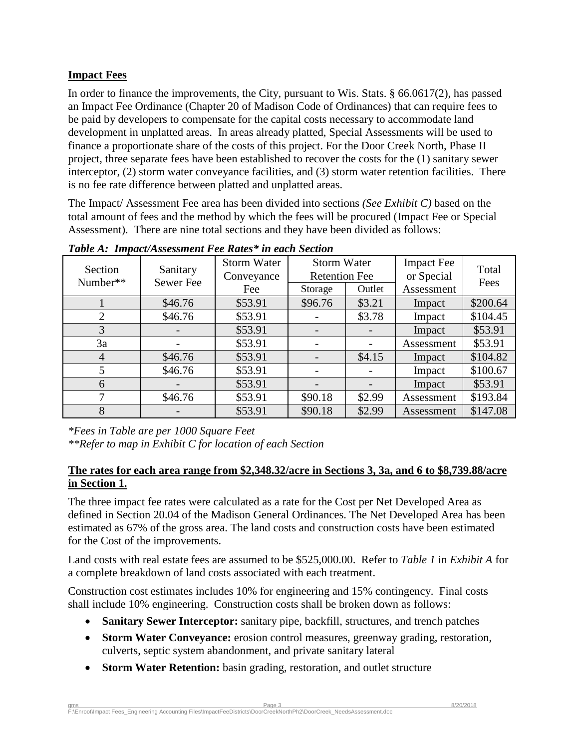**Impact Fees**

In order to finance the improvements, the City, pursuant to Wis. Stats. § 66.0617(2), has passed an Impact Fee Ordinance (Chapter 20 of Madison Code of Ordinances) that can require fees to be paid by developers to compensate for the capital costs necessary to accommodate land development in unplatted areas. In areas already platted, Special Assessments will be used to finance a proportionate share of the costs of this project. For the Door Creek North, Phase II project, three separate fees have been established to recover the costs for the (1) sanitary sewer interceptor, (2) storm water conveyance facilities, and (3) storm water retention facilities. There is no fee rate difference between platted and unplatted areas.

The Impact/ Assessment Fee area has been divided into sections *(See Exhibit C)* based on the total amount of fees and the method by which the fees will be procured (Impact Fee or Special Assessment). There are nine total sections and they have been divided as follows:

***Table A: Impact/Assessment Fee Rates\* in each Section***

| Section Number** | Sanitary Sewer Fee | Storm Water Conveyance Fee | Storm Water Retention Fee | | Impact Fee or Special Assessment | Total Fees |
|---|---|---|---|---|---|---|
| | | | Storage | Outlet | | |
| 1 | $46.76 | $53.91 | $96.76 | $3.21 | Impact | $200.64 |
| 2 | $46.76 | $53.91 | - | $3.78 | Impact | $104.45 |
| 3 | - | $53.91 | - | - | Impact | $53.91 |
| 3a | - | $53.91 | - | - | Assessment | $53.91 |
| 4 | $46.76 | $53.91 | - | $4.15 | Impact | $104.82 |
| 5 | $46.76 | $53.91 | - | - | Impact | $100.67 |
| 6 | - | $53.91 | - | - | Impact | $53.91 |
| 7 | $46.76 | $53.91 | $90.18 | $2.99 | Assessment | $193.84 |
| 8 | - | $53.91 | $90.18 | $2.99 | Assessment | $147.08 |

*\*Fees in Table are per 1000 Square Feet*
*\*\*Refer to map in Exhibit C for location of each Section*

**The rates for each area range from $2,348.32/acre in Sections 3, 3a, and 6 to $8,739.88/acre in Section 1.**

The three impact fee rates were calculated as a rate for the Cost per Net Developed Area as defined in Section 20.04 of the Madison General Ordinances. The Net Developed Area has been estimated as 67% of the gross area. The land costs and construction costs have been estimated for the Cost of the improvements.

Land costs with real estate fees are assumed to be $525,000.00. Refer to *Table 1* in *Exhibit A* for a complete breakdown of land costs associated with each treatment.

Construction cost estimates includes 10% for engineering and 15% contingency. Final costs shall include 10% engineering. Construction costs shall be broken down as follows:

- **Sanitary Sewer Interceptor:** sanitary pipe, backfill, structures, and trench patches
- **Storm Water Conveyance:** erosion control measures, greenway grading, restoration, culverts, septic system abandonment, and private sanitary lateral
- **Storm Water Retention:** basin grading, restoration, and outlet structure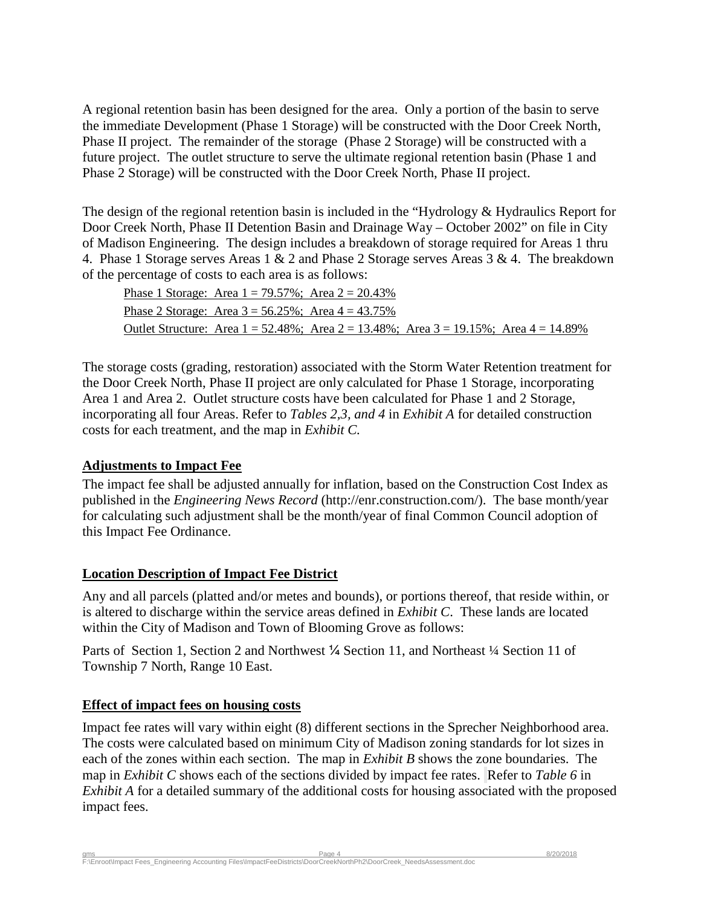A regional retention basin has been designed for the area. Only a portion of the basin to serve the immediate Development (Phase 1 Storage) will be constructed with the Door Creek North, Phase II project. The remainder of the storage (Phase 2 Storage) will be constructed with a future project. The outlet structure to serve the ultimate regional retention basin (Phase 1 and Phase 2 Storage) will be constructed with the Door Creek North, Phase II project.

The design of the regional retention basin is included in the "Hydrology & Hydraulics Report for Door Creek North, Phase II Detention Basin and Drainage Way – October 2002" on file in City of Madison Engineering. The design includes a breakdown of storage required for Areas 1 thru 4. Phase 1 Storage serves Areas 1 & 2 and Phase 2 Storage serves Areas 3 & 4. The breakdown of the percentage of costs to each area is as follows:

Phase 1 Storage: Area 1 = 79.57%; Area 2 = 20.43%

Phase 2 Storage: Area 3 = 56.25%; Area 4 = 43.75%

Outlet Structure: Area 1 = 52.48%; Area 2 = 13.48%; Area 3 = 19.15%; Area 4 = 14.89%

The storage costs (grading, restoration) associated with the Storm Water Retention treatment for the Door Creek North, Phase II project are only calculated for Phase 1 Storage, incorporating Area 1 and Area 2. Outlet structure costs have been calculated for Phase 1 and 2 Storage, incorporating all four Areas. Refer to *Tables 2,3, and 4* in *Exhibit A* for detailed construction costs for each treatment, and the map in *Exhibit C.*

## Adjustments to Impact Fee

The impact fee shall be adjusted annually for inflation, based on the Construction Cost Index as published in the *Engineering News Record* (http://enr.construction.com/). The base month/year for calculating such adjustment shall be the month/year of final Common Council adoption of this Impact Fee Ordinance.

## Location Description of Impact Fee District

Any and all parcels (platted and/or metes and bounds), or portions thereof, that reside within, or is altered to discharge within the service areas defined in *Exhibit C*. These lands are located within the City of Madison and Town of Blooming Grove as follows:

Parts of Section 1, Section 2 and Northwest ¼ Section 11, and Northeast ¼ Section 11 of Township 7 North, Range 10 East.

## Effect of impact fees on housing costs

Impact fee rates will vary within eight (8) different sections in the Sprecher Neighborhood area. The costs were calculated based on minimum City of Madison zoning standards for lot sizes in each of the zones within each section. The map in *Exhibit B* shows the zone boundaries. The map in *Exhibit C* shows each of the sections divided by impact fee rates. Refer to *Table 6* in *Exhibit A* for a detailed summary of the additional costs for housing associated with the proposed impact fees.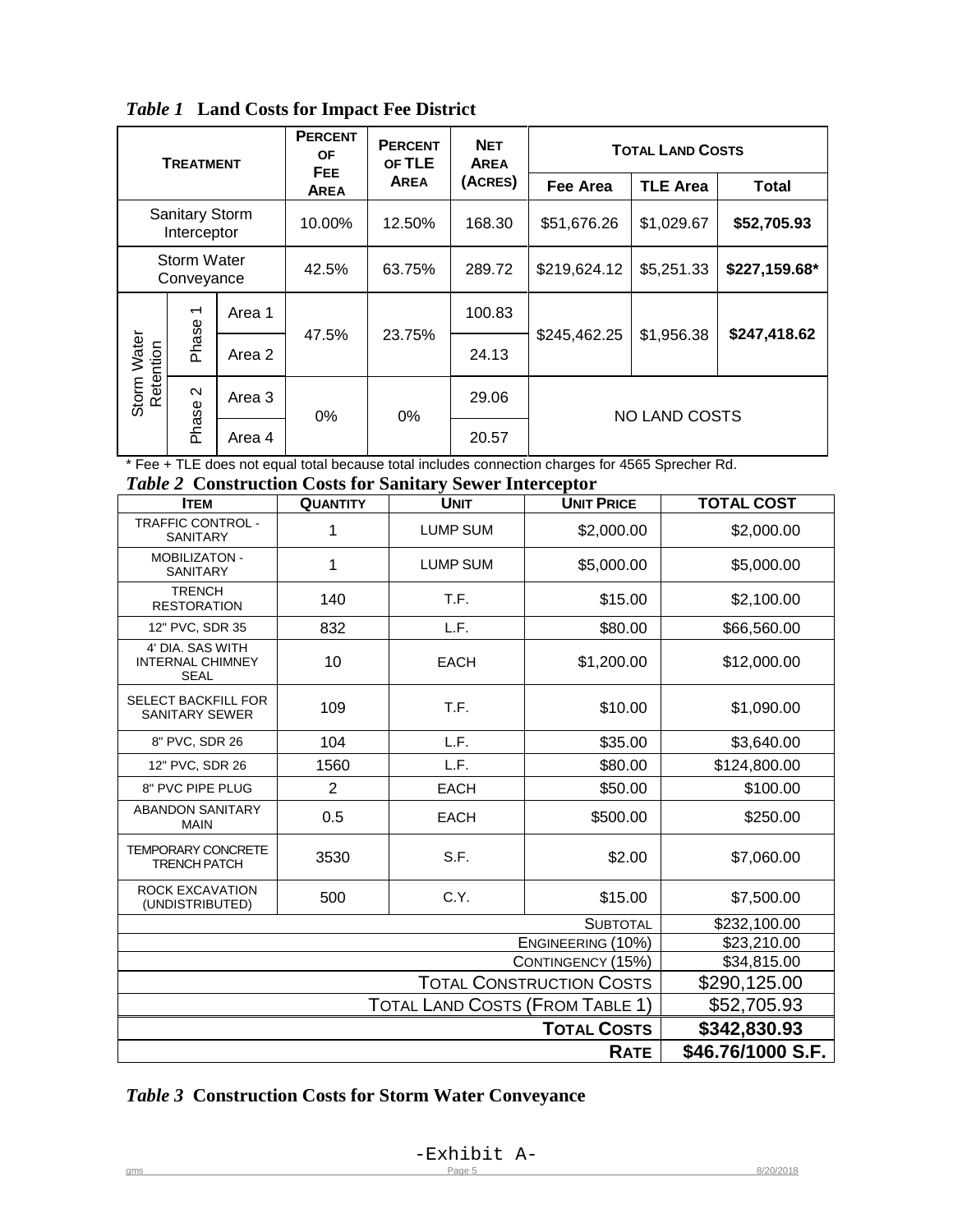*Table 1* **Land Costs for Impact Fee District**

| Treatment | | | Percent of Fee Area | Percent of TLE Area | Net Area (Acres) | Total Land Costs | | |
|---|---|---|---|---|---|---|---|---|
| | | | | | | Fee Area | TLE Area | Total |
| Sanitary Storm Interceptor | | | 10.00% | 12.50% | 168.30 | $51,676.26 | $1,029.67 | **$52,705.93** |
| Storm Water Conveyance | | | 42.5% | 63.75% | 289.72 | $219,624.12 | $5,251.33 | **$227,159.68*** |
| Storm Water Retention | Phase 1 | Area 1 | 47.5% | 23.75% | 100.83 | $245,462.25 | $1,956.38 | **$247,418.62** |
| | | Area 2 | | | 24.13 | | | |
| | Phase 2 | Area 3 | 0% | 0% | 29.06 | NO LAND COSTS | | |
| | | Area 4 | | | 20.57 | | | |

\* Fee + TLE does not equal total because total includes connection charges for 4565 Sprecher Rd.

*Table 2* **Construction Costs for Sanitary Sewer Interceptor**

| Item | Quantity | Unit | Unit Price | Total Cost |
|---|---|---|---|---|
| TRAFFIC CONTROL - SANITARY | 1 | LUMP SUM | $2,000.00 | $2,000.00 |
| MOBILIZATON - SANITARY | 1 | LUMP SUM | $5,000.00 | $5,000.00 |
| TRENCH RESTORATION | 140 | T.F. | $15.00 | $2,100.00 |
| 12" PVC, SDR 35 | 832 | L.F. | $80.00 | $66,560.00 |
| 4' DIA. SAS WITH INTERNAL CHIMNEY SEAL | 10 | EACH | $1,200.00 | $12,000.00 |
| SELECT BACKFILL FOR SANITARY SEWER | 109 | T.F. | $10.00 | $1,090.00 |
| 8" PVC, SDR 26 | 104 | L.F. | $35.00 | $3,640.00 |
| 12" PVC, SDR 26 | 1560 | L.F. | $80.00 | $124,800.00 |
| 8" PVC PIPE PLUG | 2 | EACH | $50.00 | $100.00 |
| ABANDON SANITARY MAIN | 0.5 | EACH | $500.00 | $250.00 |
| TEMPORARY CONCRETE TRENCH PATCH | 3530 | S.F. | $2.00 | $7,060.00 |
| ROCK EXCAVATION (UNDISTRIBUTED) | 500 | C.Y. | $15.00 | $7,500.00 |
| | | | Subtotal | $232,100.00 |
| | | | Engineering (10%) | $23,210.00 |
| | | | Contingency (15%) | $34,815.00 |
| | | | Total Construction Costs | $290,125.00 |
| | | | Total Land Costs (From Table 1) | $52,705.93 |
| | | | **Total Costs** | **$342,830.93** |
| | | | **Rate** | **$46.76/1000 S.F.** |

*Table 3* **Construction Costs for Storm Water Conveyance**

-Exhibit A-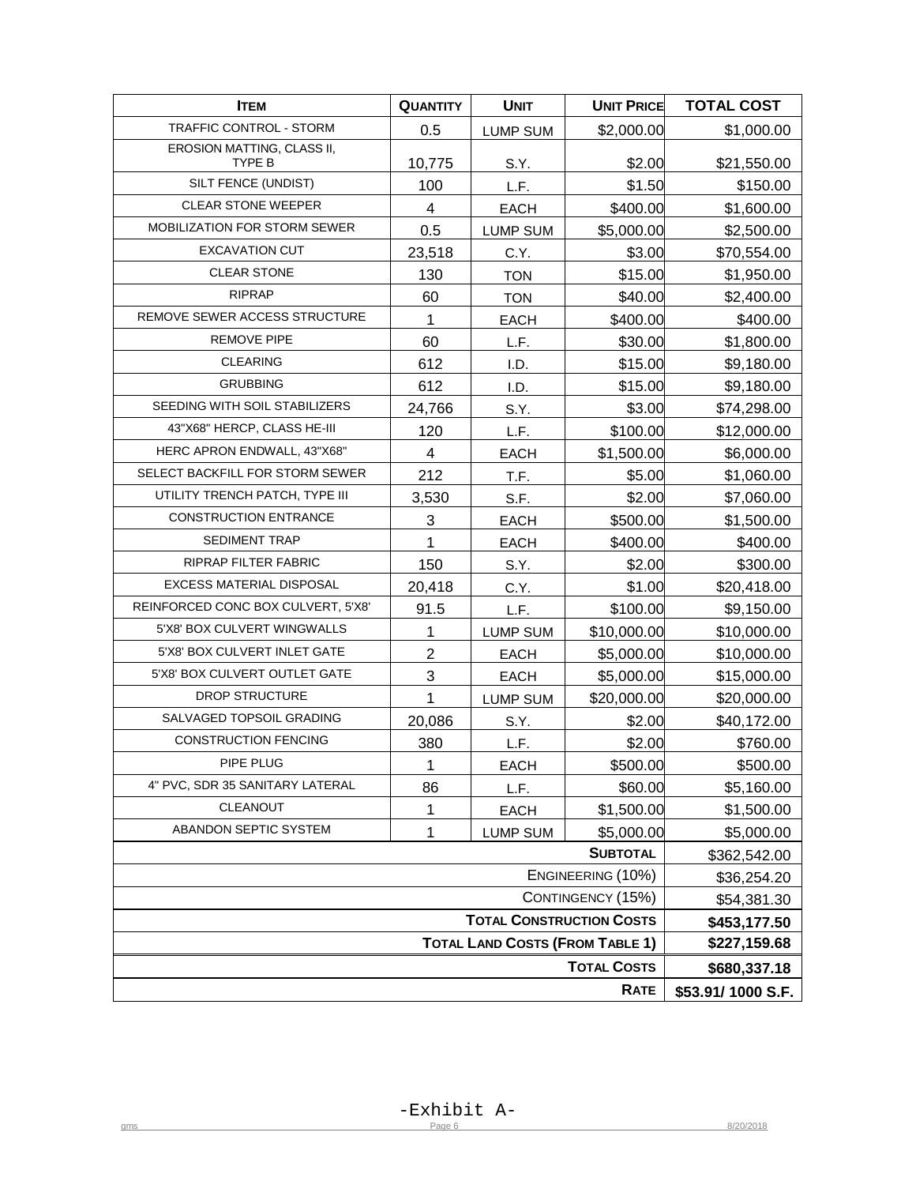| ITEM | QUANTITY | UNIT | UNIT PRICE | TOTAL COST |
|---|---|---|---|---|
| TRAFFIC CONTROL - STORM | 0.5 | LUMP SUM | $2,000.00 | $1,000.00 |
| EROSION MATTING, CLASS II, TYPE B | 10,775 | S.Y. | $2.00 | $21,550.00 |
| SILT FENCE (UNDIST) | 100 | L.F. | $1.50 | $150.00 |
| CLEAR STONE WEEPER | 4 | EACH | $400.00 | $1,600.00 |
| MOBILIZATION FOR STORM SEWER | 0.5 | LUMP SUM | $5,000.00 | $2,500.00 |
| EXCAVATION CUT | 23,518 | C.Y. | $3.00 | $70,554.00 |
| CLEAR STONE | 130 | TON | $15.00 | $1,950.00 |
| RIPRAP | 60 | TON | $40.00 | $2,400.00 |
| REMOVE SEWER ACCESS STRUCTURE | 1 | EACH | $400.00 | $400.00 |
| REMOVE PIPE | 60 | L.F. | $30.00 | $1,800.00 |
| CLEARING | 612 | I.D. | $15.00 | $9,180.00 |
| GRUBBING | 612 | I.D. | $15.00 | $9,180.00 |
| SEEDING WITH SOIL STABILIZERS | 24,766 | S.Y. | $3.00 | $74,298.00 |
| 43"X68" HERCP, CLASS HE-III | 120 | L.F. | $100.00 | $12,000.00 |
| HERC APRON ENDWALL, 43"X68" | 4 | EACH | $1,500.00 | $6,000.00 |
| SELECT BACKFILL FOR STORM SEWER | 212 | T.F. | $5.00 | $1,060.00 |
| UTILITY TRENCH PATCH, TYPE III | 3,530 | S.F. | $2.00 | $7,060.00 |
| CONSTRUCTION ENTRANCE | 3 | EACH | $500.00 | $1,500.00 |
| SEDIMENT TRAP | 1 | EACH | $400.00 | $400.00 |
| RIPRAP FILTER FABRIC | 150 | S.Y. | $2.00 | $300.00 |
| EXCESS MATERIAL DISPOSAL | 20,418 | C.Y. | $1.00 | $20,418.00 |
| REINFORCED CONC BOX CULVERT, 5'X8' | 91.5 | L.F. | $100.00 | $9,150.00 |
| 5'X8' BOX CULVERT WINGWALLS | 1 | LUMP SUM | $10,000.00 | $10,000.00 |
| 5'X8' BOX CULVERT INLET GATE | 2 | EACH | $5,000.00 | $10,000.00 |
| 5'X8' BOX CULVERT OUTLET GATE | 3 | EACH | $5,000.00 | $15,000.00 |
| DROP STRUCTURE | 1 | LUMP SUM | $20,000.00 | $20,000.00 |
| SALVAGED TOPSOIL GRADING | 20,086 | S.Y. | $2.00 | $40,172.00 |
| CONSTRUCTION FENCING | 380 | L.F. | $2.00 | $760.00 |
| PIPE PLUG | 1 | EACH | $500.00 | $500.00 |
| 4" PVC, SDR 35 SANITARY LATERAL | 86 | L.F. | $60.00 | $5,160.00 |
| CLEANOUT | 1 | EACH | $1,500.00 | $1,500.00 |
| ABANDON SEPTIC SYSTEM | 1 | LUMP SUM | $5,000.00 | $5,000.00 |
| | | | **SUBTOTAL** | $362,542.00 |
| | | | ENGINEERING (10%) | $36,254.20 |
| | | | CONTINGENCY (15%) | $54,381.30 |
| | | | **TOTAL CONSTRUCTION COSTS** | **$453,177.50** |
| | | | **TOTAL LAND COSTS (FROM TABLE 1)** | **$227,159.68** |
| | | | **TOTAL COSTS** | **$680,337.18** |
| | | | **RATE** | **$53.91/ 1000 S.F.** |

-Exhibit A-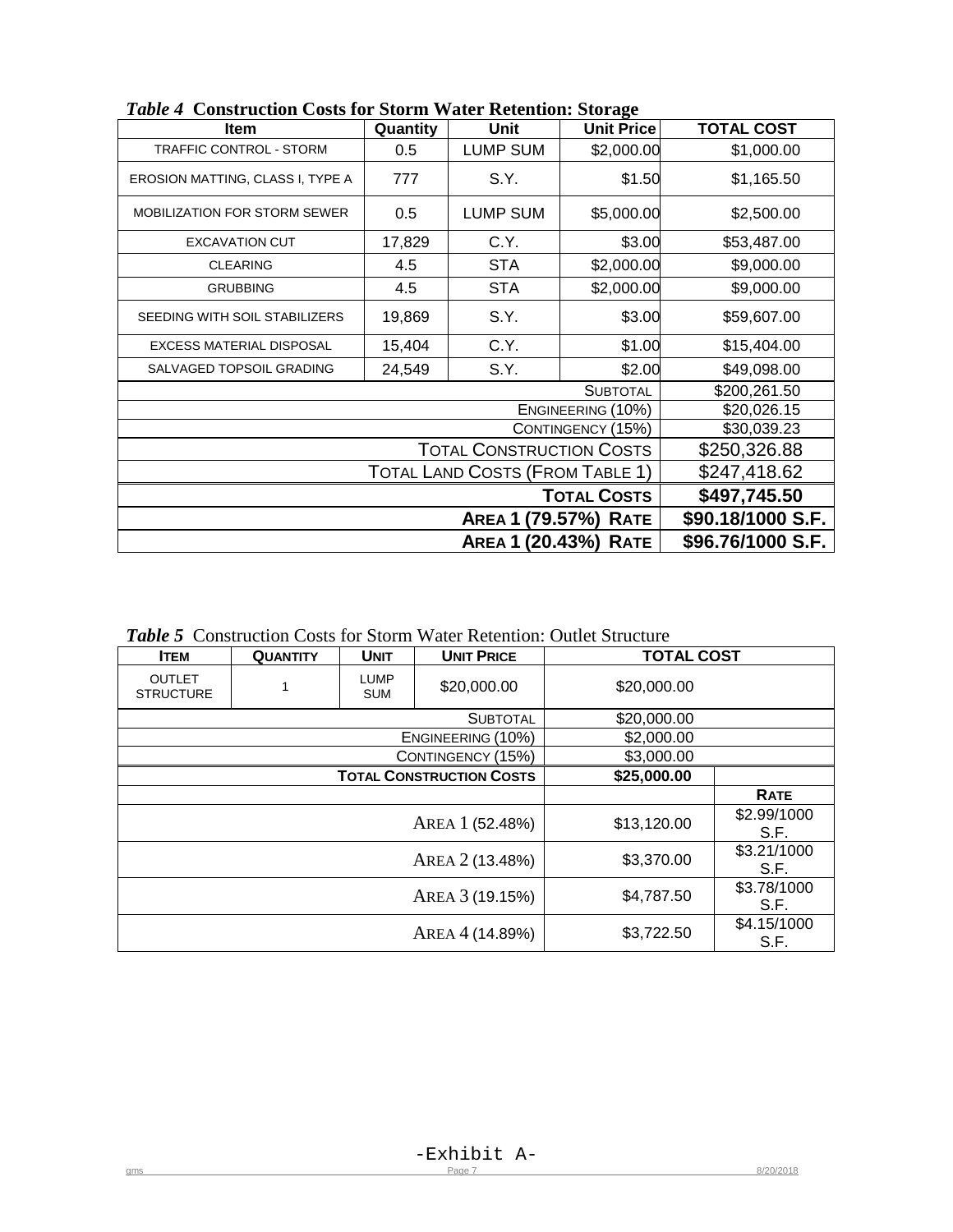*Table 4* **Construction Costs for Storm Water Retention: Storage**

| Item | Quantity | Unit | Unit Price | TOTAL COST |
|---|---|---|---|---|
| TRAFFIC CONTROL - STORM | 0.5 | LUMP SUM | $2,000.00 | $1,000.00 |
| EROSION MATTING, CLASS I, TYPE A | 777 | S.Y. | $1.50 | $1,165.50 |
| MOBILIZATION FOR STORM SEWER | 0.5 | LUMP SUM | $5,000.00 | $2,500.00 |
| EXCAVATION CUT | 17,829 | C.Y. | $3.00 | $53,487.00 |
| CLEARING | 4.5 | STA | $2,000.00 | $9,000.00 |
| GRUBBING | 4.5 | STA | $2,000.00 | $9,000.00 |
| SEEDING WITH SOIL STABILIZERS | 19,869 | S.Y. | $3.00 | $59,607.00 |
| EXCESS MATERIAL DISPOSAL | 15,404 | C.Y. | $1.00 | $15,404.00 |
| SALVAGED TOPSOIL GRADING | 24,549 | S.Y. | $2.00 | $49,098.00 |
| | | | SUBTOTAL | $200,261.50 |
| | | | ENGINEERING (10%) | $20,026.15 |
| | | | CONTINGENCY (15%) | $30,039.23 |
| | | | TOTAL CONSTRUCTION COSTS | $250,326.88 |
| | | | TOTAL LAND COSTS (FROM TABLE 1) | $247,418.62 |
| | | | **TOTAL COSTS** | **$497,745.50** |
| | | | **AREA 1 (79.57%) RATE** | **$90.18/1000 S.F.** |
| | | | **AREA 1 (20.43%) RATE** | **$96.76/1000 S.F.** |

*Table 5* Construction Costs for Storm Water Retention: Outlet Structure

| ITEM | QUANTITY | UNIT | UNIT PRICE | TOTAL COST | |
|---|---|---|---|---|---|
| OUTLET STRUCTURE | 1 | LUMP SUM | $20,000.00 | $20,000.00 | |
| | | | SUBTOTAL | $20,000.00 | |
| | | | ENGINEERING (10%) | $2,000.00 | |
| | | | CONTINGENCY (15%) | $3,000.00 | |
| | | | **TOTAL CONSTRUCTION COSTS** | **$25,000.00** | |
| | | | | | **RATE** |
| | | | AREA 1 (52.48%) | $13,120.00 | $2.99/1000 S.F. |
| | | | AREA 2 (13.48%) | $3,370.00 | $3.21/1000 S.F. |
| | | | AREA 3 (19.15%) | $4,787.50 | $3.78/1000 S.F. |
| | | | AREA 4 (14.89%) | $3,722.50 | $4.15/1000 S.F. |

-Exhibit A-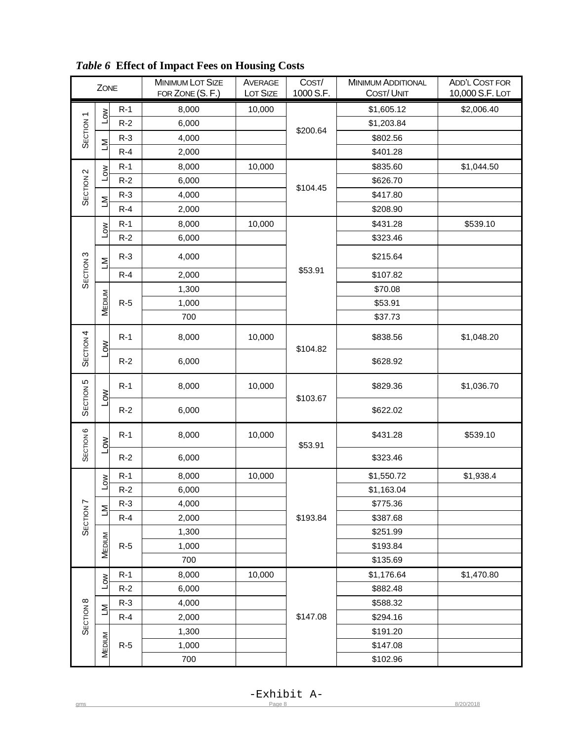*Table 6* **Effect of Impact Fees on Housing Costs**

| Zone | | | Minimum Lot Size for Zone (S.F.) | Average Lot Size | Cost/ 1000 S.F. | Minimum Additional Cost/ Unit | Add'l Cost for 10,000 S.F. Lot |
|---|---|---|---|---|---|---|---|
| Section 1 | Low | R-1 | 8,000 | 10,000 | $200.64 | $1,605.12 | $2,006.40 |
| | | R-2 | 6,000 | | | $1,203.84 | |
| | LM | R-3 | 4,000 | | | $802.56 | |
| | | R-4 | 2,000 | | | $401.28 | |
| Section 2 | Low | R-1 | 8,000 | 10,000 | $104.45 | $835.60 | $1,044.50 |
| | | R-2 | 6,000 | | | $626.70 | |
| | LM | R-3 | 4,000 | | | $417.80 | |
| | | R-4 | 2,000 | | | $208.90 | |
| Section 3 | Low | R-1 | 8,000 | 10,000 | $53.91 | $431.28 | $539.10 |
| | | R-2 | 6,000 | | | $323.46 | |
| | LM | R-3 | 4,000 | | | $215.64 | |
| | | R-4 | 2,000 | | | $107.82 | |
| | Medium | R-5 | 1,300 | | | $70.08 | |
| | | | 1,000 | | | $53.91 | |
| | | | 700 | | | $37.73 | |
| Section 4 | Low | R-1 | 8,000 | 10,000 | $104.82 | $838.56 | $1,048.20 |
| | | R-2 | 6,000 | | | $628.92 | |
| Section 5 | Low | R-1 | 8,000 | 10,000 | $103.67 | $829.36 | $1,036.70 |
| | | R-2 | 6,000 | | | $622.02 | |
| Section 6 | Low | R-1 | 8,000 | 10,000 | $53.91 | $431.28 | $539.10 |
| | | R-2 | 6,000 | | | $323.46 | |
| Section 7 | Low | R-1 | 8,000 | 10,000 | $193.84 | $1,550.72 | $1,938.4 |
| | | R-2 | 6,000 | | | $1,163.04 | |
| | LM | R-3 | 4,000 | | | $775.36 | |
| | | R-4 | 2,000 | | | $387.68 | |
| | Medium | R-5 | 1,300 | | | $251.99 | |
| | | | 1,000 | | | $193.84 | |
| | | | 700 | | | $135.69 | |
| Section 8 | Low | R-1 | 8,000 | 10,000 | $147.08 | $1,176.64 | $1,470.80 |
| | | R-2 | 6,000 | | | $882.48 | |
| | LM | R-3 | 4,000 | | | $588.32 | |
| | | R-4 | 2,000 | | | $294.16 | |
| | Medium | R-5 | 1,300 | | | $191.20 | |
| | | | 1,000 | | | $147.08 | |
| | | | 700 | | | $102.96 | |

-Exhibit A-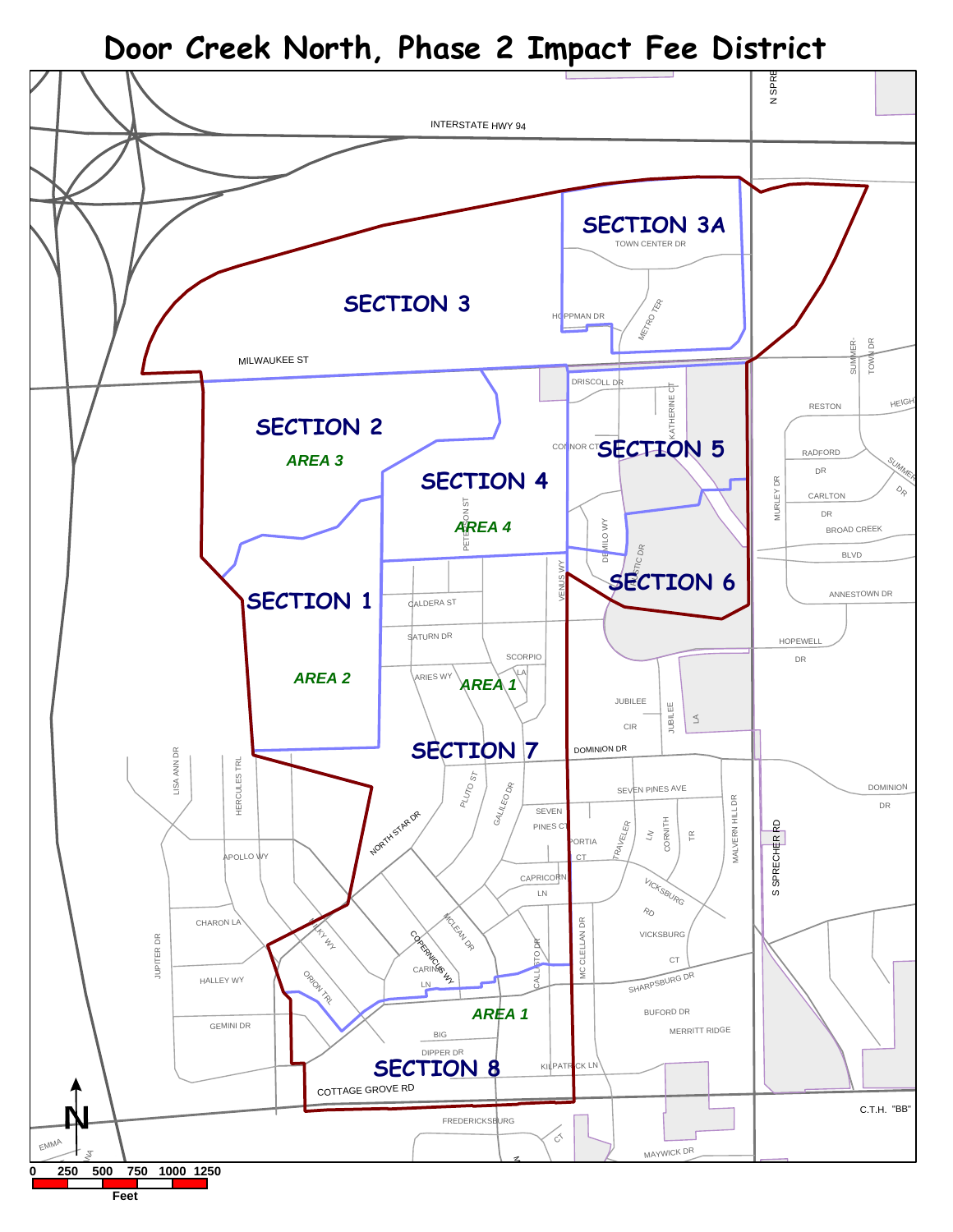# Door Creek North, Phase 2 Impact Fee District

SECTION 3A

SECTION 3

SECTION 2

AREA 3

SECTION 4

AREA 4

SECTION 5

SECTION 6

SECTION 1

AREA 2

AREA 1

SECTION 7

AREA 1

SECTION 8

INTERSTATE HWY 94

MILWAUKEE ST

TOWN CENTER DR

HOPPMAN DR

METRO TER

DRISCOLL DR

KATHERINE CT

CONNOR CT

PETERSON ST

DEMILO WY

MYSTIC DR

VENUS WY

CALDERA ST

SATURN DR

SCORPIO LA

ARIES WY

JUBILEE CIR

JUBILEE LA

DOMINION DR

SEVEN PINES AVE

SEVEN PINES CT

PORTIA CT

TRAVELER LN

CORNITH TR

MALVERN HILL DR

S SPRECHER RD

N SPRECHER

CAPRICORN LN

VICKSBURG RD

VICKSBURG CT

SHARPSBURG DR

BUFORD DR

MERRITT RIDGE

KILPATRICK LN

MC CLELLAN DR

CALLISTO DR

CARINA LN

COPERNICUS WY

MCLEAN DR

NORTH STAR DR

PLUTO ST

GALILEO DR

BIG DIPPER DR

COTTAGE GROVE RD

FREDERICKSBURG CT

MAYWICK DR

C.T.H. "BB"

LISA ANN DR

HERCULES TRL

APOLLO WY

CHARON LA

MILKY WY

ORION TRL

JUPITER DR

HALLEY WY

GEMINI DR

EMMA

SUMMER-TOWN DR

RESTON HEIGHTS

RADFORD DR

SUMMER DR

CARLTON DR

BROAD CREEK BLVD

MURLEY DR

ANNESTOWN DR

HOPEWELL DR

DOMINION DR

N

0 250 500 750 1000 1250

Feet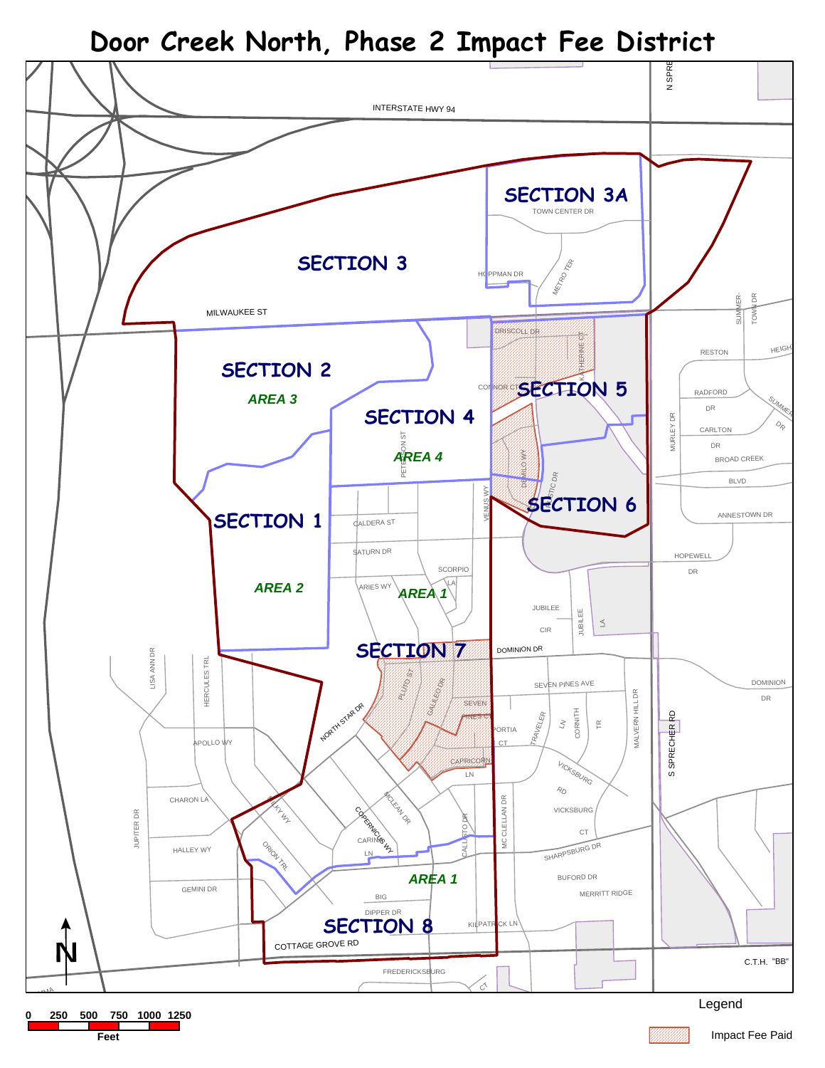# Door Creek North, Phase 2 Impact Fee District

SECTION 3A

SECTION 3

SECTION 2

AREA 3

SECTION 4

AREA 4

SECTION 5

SECTION 6

SECTION 1

AREA 2

AREA 1

SECTION 7

AREA 1

SECTION 8

INTERSTATE HWY 94

MILWAUKEE ST

COTTAGE GROVE RD

C.T.H. "BB"

S SPRECHER RD

DOMINION DR

0 250 500 750 1000 1250

Feet

N

Legend

Impact Fee Paid